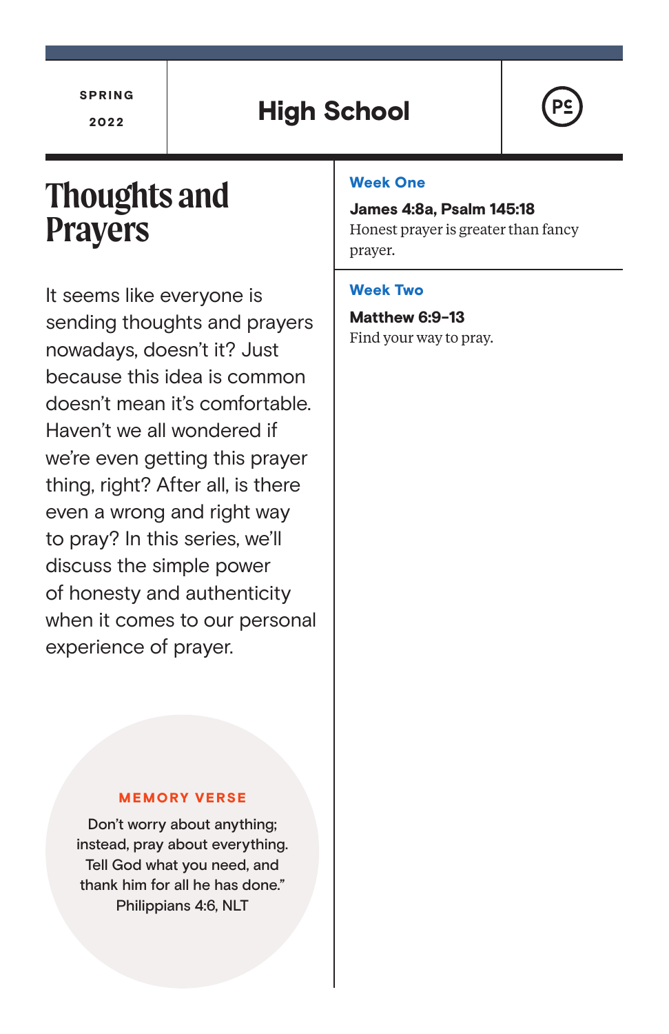SPRING

2022

# High School

PS

## Thoughts and Prayers

It seems like everyone is sending thoughts and prayers nowadays, doesn't it? Just because this idea is common doesn't mean it's comfortable. Haven't we all wondered if we're even getting this prayer thing, right? After all, is there even a wrong and right way to pray? In this series, we'll discuss the simple power of honesty and authenticity when it comes to our personal experience of prayer.

**MEMORY VERSE**

Don't worry about anything; instead, pray about everything. Tell God what you need, and thank him for all he has done."
Philippians 4:6, NLT

### Week One

**James 4:8a, Psalm 145:18**
Honest prayer is greater than fancy prayer.

### Week Two

**Matthew 6:9-13**
Find your way to pray.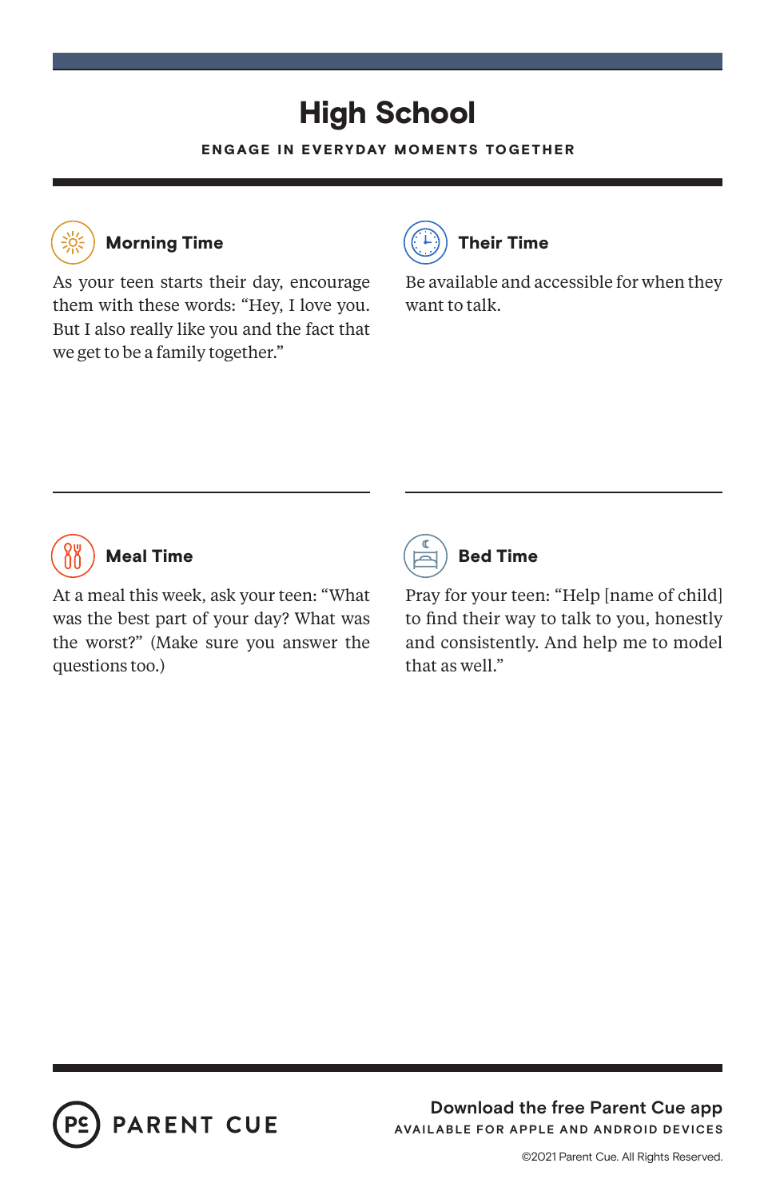# High School

**ENGAGE IN EVERYDAY MOMENTS TOGETHER**

### Morning Time

As your teen starts their day, encourage them with these words: “Hey, I love you. But I also really like you and the fact that we get to be a family together.”

### Their Time

Be available and accessible for when they want to talk.

### Meal Time

At a meal this week, ask your teen: “What was the best part of your day? What was the worst?” (Make sure you answer the questions too.)

### Bed Time

Pray for your teen: “Help [name of child] to find their way to talk to you, honestly and consistently. And help me to model that as well.”

PARENT CUE

**Download the free Parent Cue app**

AVAILABLE FOR APPLE AND ANDROID DEVICES

©2021 Parent Cue. All Rights Reserved.